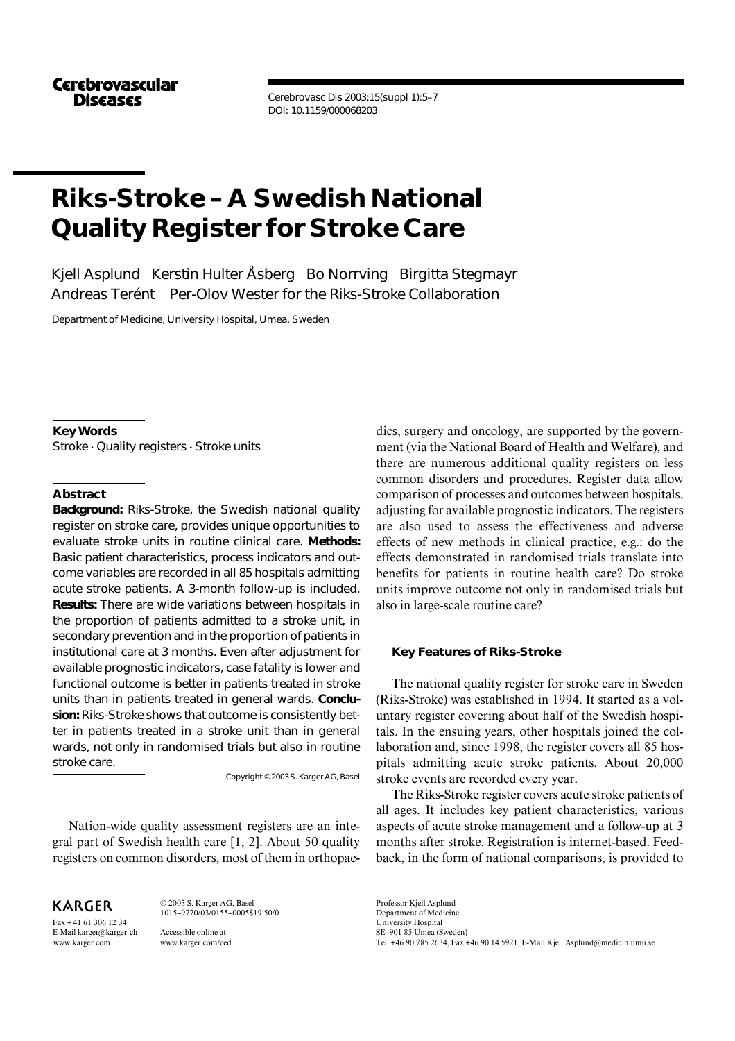# Riks-Stroke – A Swedish National Quality Register for Stroke Care

Kjell Asplund Kerstin Hulter Åsberg Bo Norrving Birgitta Stegmayr Andreas Terént Per-Olov Wester for the Riks-Stroke Collaboration

Department of Medicine, University Hospital, Umea, Sweden

## Key Words

Stroke · Quality registers · Stroke units

## Abstract

**Background:** Riks-Stroke, the Swedish national quality register on stroke care, provides unique opportunities to evaluate stroke units in routine clinical care. **Methods:** Basic patient characteristics, process indicators and outcome variables are recorded in all 85 hospitals admitting acute stroke patients. A 3-month follow-up is included. **Results:** There are wide variations between hospitals in the proportion of patients admitted to a stroke unit, in secondary prevention and in the proportion of patients in institutional care at 3 months. Even after adjustment for available prognostic indicators, case fatality is lower and functional outcome is better in patients treated in stroke units than in patients treated in general wards. **Conclusion:** Riks-Stroke shows that outcome is consistently better in patients treated in a stroke unit than in general wards, not only in randomised trials but also in routine stroke care.

Copyright © 2003 S. Karger AG, Basel

Nation-wide quality assessment registers are an integral part of Swedish health care [1, 2]. About 50 quality registers on common disorders, most of them in orthopaedics, surgery and oncology, are supported by the government (via the National Board of Health and Welfare), and there are numerous additional quality registers on less common disorders and procedures. Register data allow comparison of processes and outcomes between hospitals, adjusting for available prognostic indicators. The registers are also used to assess the effectiveness and adverse effects of new methods in clinical practice, e.g.: do the effects demonstrated in randomised trials translate into benefits for patients in routine health care? Do stroke units improve outcome not only in randomised trials but also in large-scale routine care?

### Key Features of Riks-Stroke

The national quality register for stroke care in Sweden (Riks-Stroke) was established in 1994. It started as a voluntary register covering about half of the Swedish hospitals. In the ensuing years, other hospitals joined the collaboration and, since 1998, the register covers all 85 hospitals admitting acute stroke patients. About 20,000 stroke events are recorded every year.

The Riks-Stroke register covers acute stroke patients of all ages. It includes key patient characteristics, various aspects of acute stroke management and a follow-up at 3 months after stroke. Registration is internet-based. Feedback, in the form of national comparisons, is provided to

Professor Kjell Asplund
Department of Medicine
University Hospital
SE–901 85 Umea (Sweden)
Tel. +46 90 785 2634, Fax +46 90 14 5921, E-Mail Kjell.Asplund@medicin.umu.se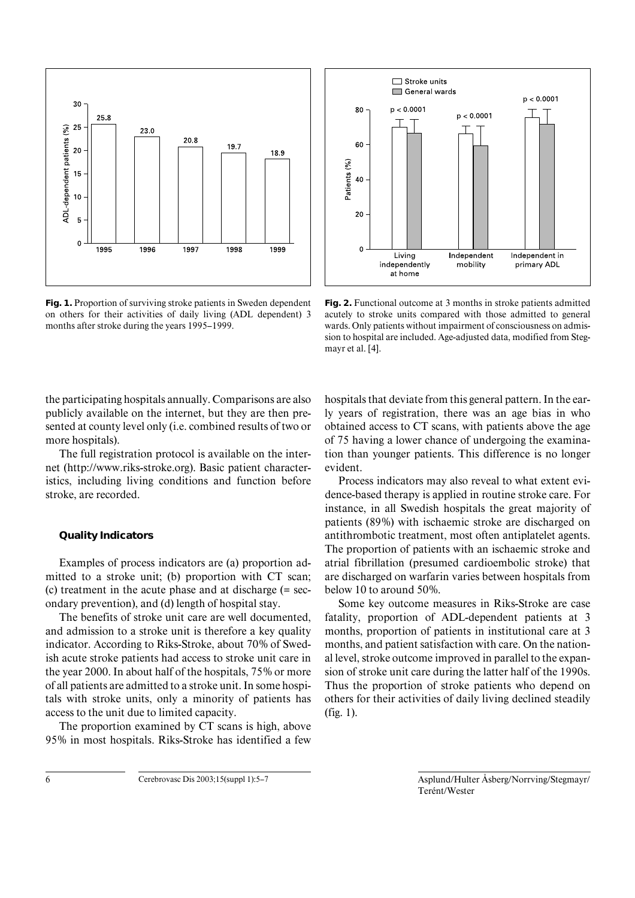Fig. 1. Proportion of surviving stroke patients in Sweden dependent on others for their activities of daily living (ADL dependent) 3 months after stroke during the years 1995–1999.

Fig. 2. Functional outcome at 3 months in stroke patients admitted acutely to stroke units compared with those admitted to general wards. Only patients without impairment of consciousness on admission to hospital are included. Age-adjusted data, modified from Stegmayr et al. [4].

the participating hospitals annually. Comparisons are also publicly available on the internet, but they are then presented at county level only (i.e. combined results of two or more hospitals).

The full registration protocol is available on the internet (http://www.riks-stroke.org). Basic patient characteristics, including living conditions and function before stroke, are recorded.

## Quality Indicators

Examples of process indicators are (a) proportion admitted to a stroke unit; (b) proportion with CT scan; (c) treatment in the acute phase and at discharge (= secondary prevention), and (d) length of hospital stay.

The benefits of stroke unit care are well documented, and admission to a stroke unit is therefore a key quality indicator. According to Riks-Stroke, about 70% of Swedish acute stroke patients had access to stroke unit care in the year 2000. In about half of the hospitals, 75% or more of all patients are admitted to a stroke unit. In some hospitals with stroke units, only a minority of patients has access to the unit due to limited capacity.

The proportion examined by CT scans is high, above 95% in most hospitals. Riks-Stroke has identified a few hospitals that deviate from this general pattern. In the early years of registration, there was an age bias in who obtained access to CT scans, with patients above the age of 75 having a lower chance of undergoing the examination than younger patients. This difference is no longer evident.

Process indicators may also reveal to what extent evidence-based therapy is applied in routine stroke care. For instance, in all Swedish hospitals the great majority of patients (89%) with ischaemic stroke are discharged on antithrombotic treatment, most often antiplatelet agents. The proportion of patients with an ischaemic stroke and atrial fibrillation (presumed cardioembolic stroke) that are discharged on warfarin varies between hospitals from below 10 to around 50%.

Some key outcome measures in Riks-Stroke are case fatality, proportion of ADL-dependent patients at 3 months, proportion of patients in institutional care at 3 months, and patient satisfaction with care. On the national level, stroke outcome improved in parallel to the expansion of stroke unit care during the latter half of the 1990s. Thus the proportion of stroke patients who depend on others for their activities of daily living declined steadily (fig. 1).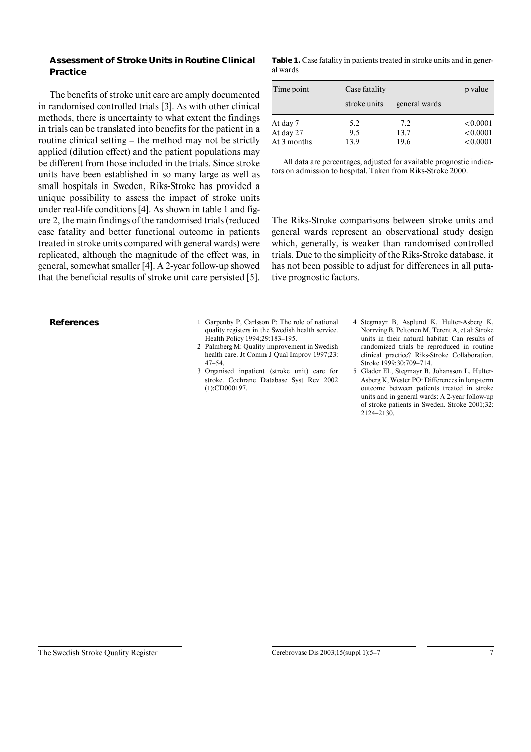### Assessment of Stroke Units in Routine Clinical Practice

The benefits of stroke unit care are amply documented in randomised controlled trials [3]. As with other clinical methods, there is uncertainty to what extent the findings in trials can be translated into benefits for the patient in a routine clinical setting – the method may not be strictly applied (dilution effect) and the patient populations may be different from those included in the trials. Since stroke units have been established in so many large as well as small hospitals in Sweden, Riks-Stroke has provided a unique possibility to assess the impact of stroke units under real-life conditions [4]. As shown in table 1 and figure 2, the main findings of the randomised trials (reduced case fatality and better functional outcome in patients treated in stroke units compared with general wards) were replicated, although the magnitude of the effect was, in general, somewhat smaller [4]. A 2-year follow-up showed that the beneficial results of stroke unit care persisted [5].

**Table 1.** Case fatality in patients treated in stroke units and in general wards

| Time point | Case fatality | | p value |
|---|---|---|---|
| | stroke units | general wards | |
| At day 7 | 5.2 | 7.2 | <0.0001 |
| At day 27 | 9.5 | 13.7 | <0.0001 |
| At 3 months | 13.9 | 19.6 | <0.0001 |

All data are percentages, adjusted for available prognostic indicators on admission to hospital. Taken from Riks-Stroke 2000.

The Riks-Stroke comparisons between stroke units and general wards represent an observational study design which, generally, is weaker than randomised controlled trials. Due to the simplicity of the Riks-Stroke database, it has not been possible to adjust for differences in all putative prognostic factors.

### References

1. Garpenby P, Carlsson P: The role of national quality registers in the Swedish health service. Health Policy 1994;29:183–195.
2. Palmberg M: Quality improvement in Swedish health care. Jt Comm J Qual Improv 1997;23: 47–54.
3. Organised inpatient (stroke unit) care for stroke. Cochrane Database Syst Rev 2002 (1):CD000197.
4. Stegmayr B, Asplund K, Hulter-Asberg K, Norrving B, Peltonen M, Terent A, et al: Stroke units in their natural habitat: Can results of randomized trials be reproduced in routine clinical practice? Riks-Stroke Collaboration. Stroke 1999;30:709–714.
5. Glader EL, Stegmayr B, Johansson L, Hulter-Asberg K, Wester PO: Differences in long-term outcome between patients treated in stroke units and in general wards: A 2-year follow-up of stroke patients in Sweden. Stroke 2001;32: 2124–2130.